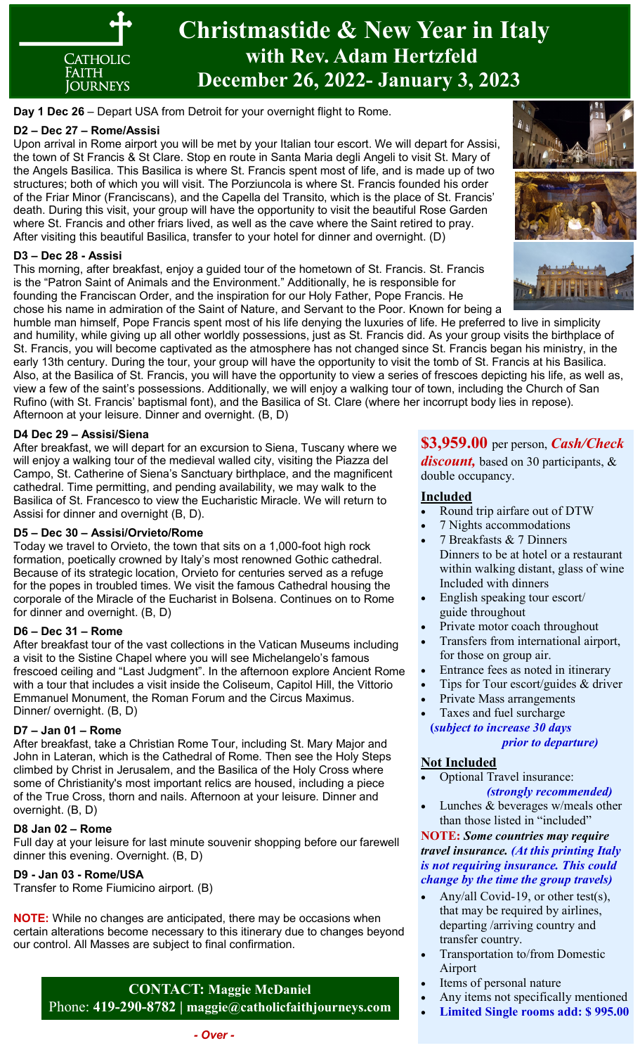# Christmastide & New Year in Italy
## with Rev. Adam Hertzfeld
## December 26, 2022- January 3, 2023

Catholic Faith Journeys

**Day 1 Dec 26** – Depart USA from Detroit for your overnight flight to Rome.

**D2 – Dec 27 – Rome/Assisi**
Upon arrival in Rome airport you will be met by your Italian tour escort. We will depart for Assisi, the town of St Francis & St Clare. Stop en route in Santa Maria degli Angeli to visit St. Mary of the Angels Basilica. This Basilica is where St. Francis spent most of life, and is made up of two structures; both of which you will visit. The Porziuncola is where St. Francis founded his order of the Friar Minor (Franciscans), and the Capella del Transito, which is the place of St. Francis' death. During this visit, your group will have the opportunity to visit the beautiful Rose Garden where St. Francis and other friars lived, as well as the cave where the Saint retired to pray. After visiting this beautiful Basilica, transfer to your hotel for dinner and overnight. (D)

**D3 – Dec 28 - Assisi**
This morning, after breakfast, enjoy a guided tour of the hometown of St. Francis. St. Francis is the "Patron Saint of Animals and the Environment." Additionally, he is responsible for founding the Franciscan Order, and the inspiration for our Holy Father, Pope Francis. He chose his name in admiration of the Saint of Nature, and Servant to the Poor. Known for being a humble man himself, Pope Francis spent most of his life denying the luxuries of life. He preferred to live in simplicity and humility, while giving up all other worldly possessions, just as St. Francis did. As your group visits the birthplace of St. Francis, you will become captivated as the atmosphere has not changed since St. Francis began his ministry, in the early 13th century. During the tour, your group will have the opportunity to visit the tomb of St. Francis at his Basilica. Also, at the Basilica of St. Francis, you will have the opportunity to view a series of frescoes depicting his life, as well as, view a few of the saint's possessions. Additionally, we will enjoy a walking tour of town, including the Church of San Rufino (with St. Francis' baptismal font), and the Basilica of St. Clare (where her incorrupt body lies in repose). Afternoon at your leisure. Dinner and overnight. (B, D)

**D4 Dec 29 – Assisi/Siena**
After breakfast, we will depart for an excursion to Siena, Tuscany where we will enjoy a walking tour of the medieval walled city, visiting the Piazza del Campo, St. Catherine of Siena's Sanctuary birthplace, and the magnificent cathedral. Time permitting, and pending availability, we may walk to the Basilica of St. Francesco to view the Eucharistic Miracle. We will return to Assisi for dinner and overnight (B, D).

**D5 – Dec 30 – Assisi/Orvieto/Rome**
Today we travel to Orvieto, the town that sits on a 1,000-foot high rock formation, poetically crowned by Italy's most renowned Gothic cathedral. Because of its strategic location, Orvieto for centuries served as a refuge for the popes in troubled times. We visit the famous Cathedral housing the corporale of the Miracle of the Eucharist in Bolsena. Continues on to Rome for dinner and overnight. (B, D)

**D6 – Dec 31 – Rome**
After breakfast tour of the vast collections in the Vatican Museums including a visit to the Sistine Chapel where you will see Michelangelo's famous frescoed ceiling and "Last Judgment". In the afternoon explore Ancient Rome with a tour that includes a visit inside the Coliseum, Capitol Hill, the Vittorio Emmanuel Monument, the Roman Forum and the Circus Maximus. Dinner/ overnight. (B, D)

**D7 – Jan 01 – Rome**
After breakfast, take a Christian Rome Tour, including St. Mary Major and John in Lateran, which is the Cathedral of Rome. Then see the Holy Steps climbed by Christ in Jerusalem, and the Basilica of the Holy Cross where some of Christianity's most important relics are housed, including a piece of the True Cross, thorn and nails. Afternoon at your leisure. Dinner and overnight. (B, D)

**D8 Jan 02 – Rome**
Full day at your leisure for last minute souvenir shopping before our farewell dinner this evening. Overnight. (B, D)

**D9 - Jan 03 - Rome/USA**
Transfer to Rome Fiumicino airport. (B)

**NOTE:** While no changes are anticipated, there may be occasions when certain alterations become necessary to this itinerary due to changes beyond our control. All Masses are subject to final confirmation.

**CONTACT: Maggie McDaniel**
Phone: **419-290-8782 | maggie@catholicfaithjourneys.com**

**$3,959.00** per person, ***Cash/Check discount,*** based on 30 participants, & double occupancy.

**Included**

- Round trip airfare out of DTW
- 7 Nights accommodations
- 7 Breakfasts & 7 Dinners
  Dinners to be at hotel or a restaurant within walking distant, glass of wine Included with dinners
- English speaking tour escort/ guide throughout
- Private motor coach throughout
- Transfers from international airport, for those on group air.
- Entrance fees as noted in itinerary
- Tips for Tour escort/guides & driver
- Private Mass arrangements
- Taxes and fuel surcharge

**(*subject to increase 30 days prior to departure)***

**Not Included**

- Optional Travel insurance: ***(strongly recommended)***
- Lunches & beverages w/meals other than those listed in "included"

**NOTE:** ***Some countries may require travel insurance. (At this printing Italy is not requiring insurance. This could change by the time the group travels)***

- Any/all Covid-19, or other test(s), that may be required by airlines, departing /arriving country and transfer country.
- Transportation to/from Domestic Airport
- Items of personal nature
- Any items not specifically mentioned
- **Limited Single rooms add: $ 995.00**

*- Over -*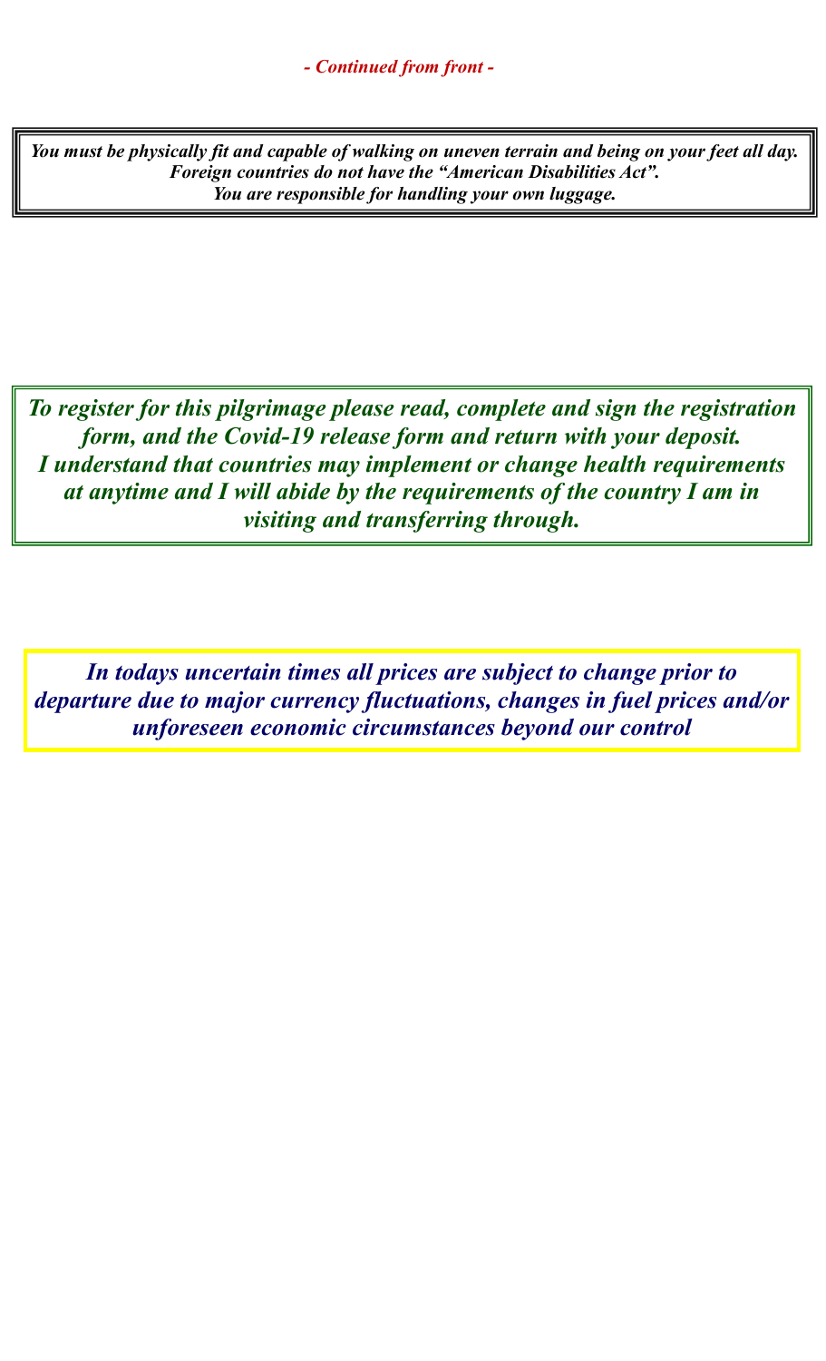*- Continued from front -*

***You must be physically fit and capable of walking on uneven terrain and being on your feet all day.***
***Foreign countries do not have the "American Disabilities Act".***
***You are responsible for handling your own luggage.***

***To register for this pilgrimage please read, complete and sign the registration form, and the Covid-19 release form and return with your deposit.***
***I understand that countries may implement or change health requirements at anytime and I will abide by the requirements of the country I am in visiting and transferring through.***

***In todays uncertain times all prices are subject to change prior to departure due to major currency fluctuations, changes in fuel prices and/or unforeseen economic circumstances beyond our control***